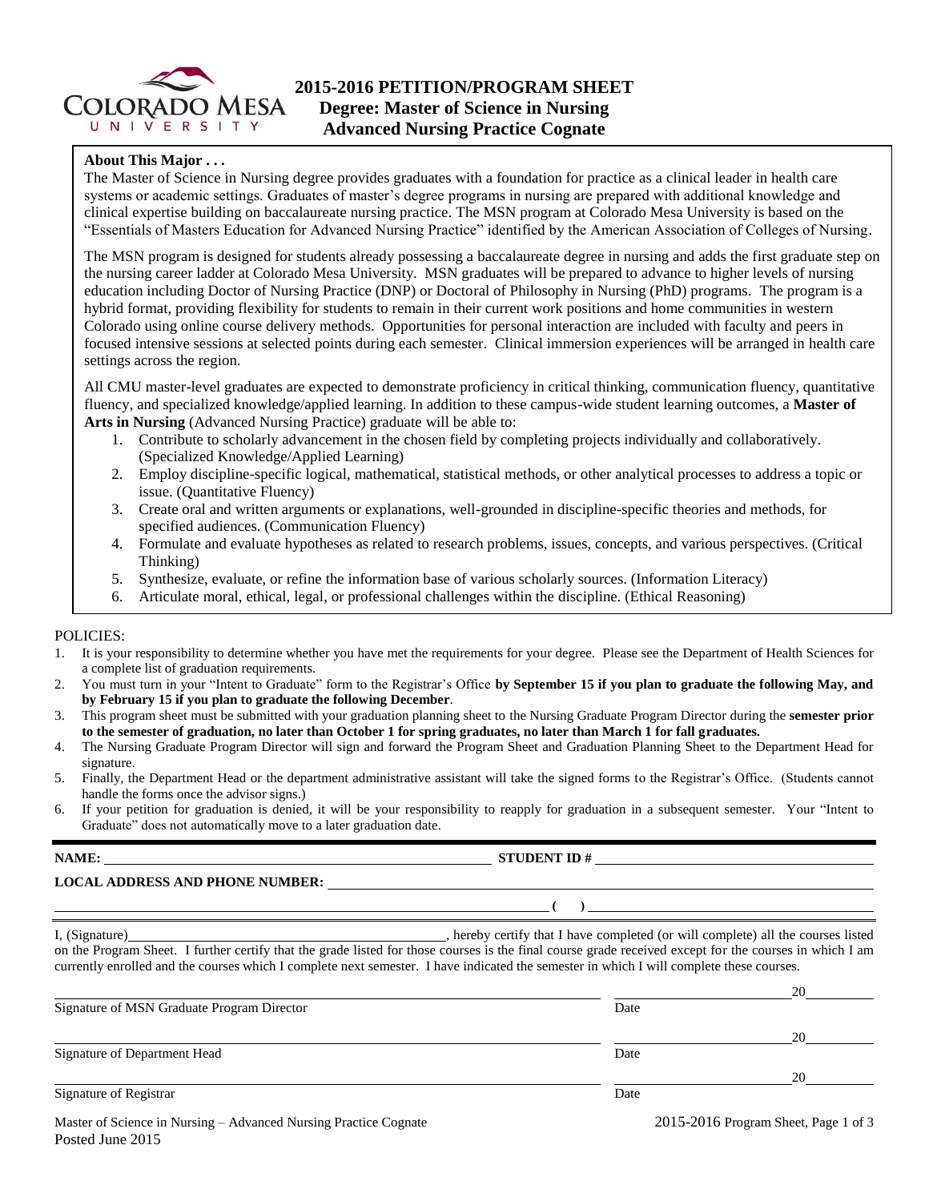# 2015-2016 PETITION/PROGRAM SHEET
## Degree: Master of Science in Nursing
## Advanced Nursing Practice Cognate

**About This Major . . .**

The Master of Science in Nursing degree provides graduates with a foundation for practice as a clinical leader in health care systems or academic settings. Graduates of master's degree programs in nursing are prepared with additional knowledge and clinical expertise building on baccalaureate nursing practice. The MSN program at Colorado Mesa University is based on the "Essentials of Masters Education for Advanced Nursing Practice" identified by the American Association of Colleges of Nursing.

The MSN program is designed for students already possessing a baccalaureate degree in nursing and adds the first graduate step on the nursing career ladder at Colorado Mesa University. MSN graduates will be prepared to advance to higher levels of nursing education including Doctor of Nursing Practice (DNP) or Doctoral of Philosophy in Nursing (PhD) programs. The program is a hybrid format, providing flexibility for students to remain in their current work positions and home communities in western Colorado using online course delivery methods. Opportunities for personal interaction are included with faculty and peers in focused intensive sessions at selected points during each semester. Clinical immersion experiences will be arranged in health care settings across the region.

All CMU master-level graduates are expected to demonstrate proficiency in critical thinking, communication fluency, quantitative fluency, and specialized knowledge/applied learning. In addition to these campus-wide student learning outcomes, a **Master of Arts in Nursing** (Advanced Nursing Practice) graduate will be able to:

1. Contribute to scholarly advancement in the chosen field by completing projects individually and collaboratively. (Specialized Knowledge/Applied Learning)
2. Employ discipline-specific logical, mathematical, statistical methods, or other analytical processes to address a topic or issue. (Quantitative Fluency)
3. Create oral and written arguments or explanations, well-grounded in discipline-specific theories and methods, for specified audiences. (Communication Fluency)
4. Formulate and evaluate hypotheses as related to research problems, issues, concepts, and various perspectives. (Critical Thinking)
5. Synthesize, evaluate, or refine the information base of various scholarly sources. (Information Literacy)
6. Articulate moral, ethical, legal, or professional challenges within the discipline. (Ethical Reasoning)

POLICIES:

1. It is your responsibility to determine whether you have met the requirements for your degree. Please see the Department of Health Sciences for a complete list of graduation requirements.
2. You must turn in your "Intent to Graduate" form to the Registrar's Office **by September 15 if you plan to graduate the following May, and by February 15 if you plan to graduate the following December**.
3. This program sheet must be submitted with your graduation planning sheet to the Nursing Graduate Program Director during the **semester prior to the semester of graduation, no later than October 1 for spring graduates, no later than March 1 for fall graduates.**
4. The Nursing Graduate Program Director will sign and forward the Program Sheet and Graduation Planning Sheet to the Department Head for signature.
5. Finally, the Department Head or the department administrative assistant will take the signed forms to the Registrar's Office. (Students cannot handle the forms once the advisor signs.)
6. If your petition for graduation is denied, it will be your responsibility to reapply for graduation in a subsequent semester. Your "Intent to Graduate" does not automatically move to a later graduation date.

**NAME:** ______________________ **STUDENT ID #** ______________________

**LOCAL ADDRESS AND PHONE NUMBER:** ______________________

______________________ ( ) ______________________

I, (Signature)______________________, hereby certify that I have completed (or will complete) all the courses listed on the Program Sheet. I further certify that the grade listed for those courses is the final course grade received except for the courses in which I am currently enrolled and the courses which I complete next semester. I have indicated the semester in which I will complete these courses.

______________________ ______________ 20______
Signature of MSN Graduate Program Director Date

______________________ ______________ 20______
Signature of Department Head Date

______________________ ______________ 20______
Signature of Registrar Date

Master of Science in Nursing – Advanced Nursing Practice Cognate
Posted June 2015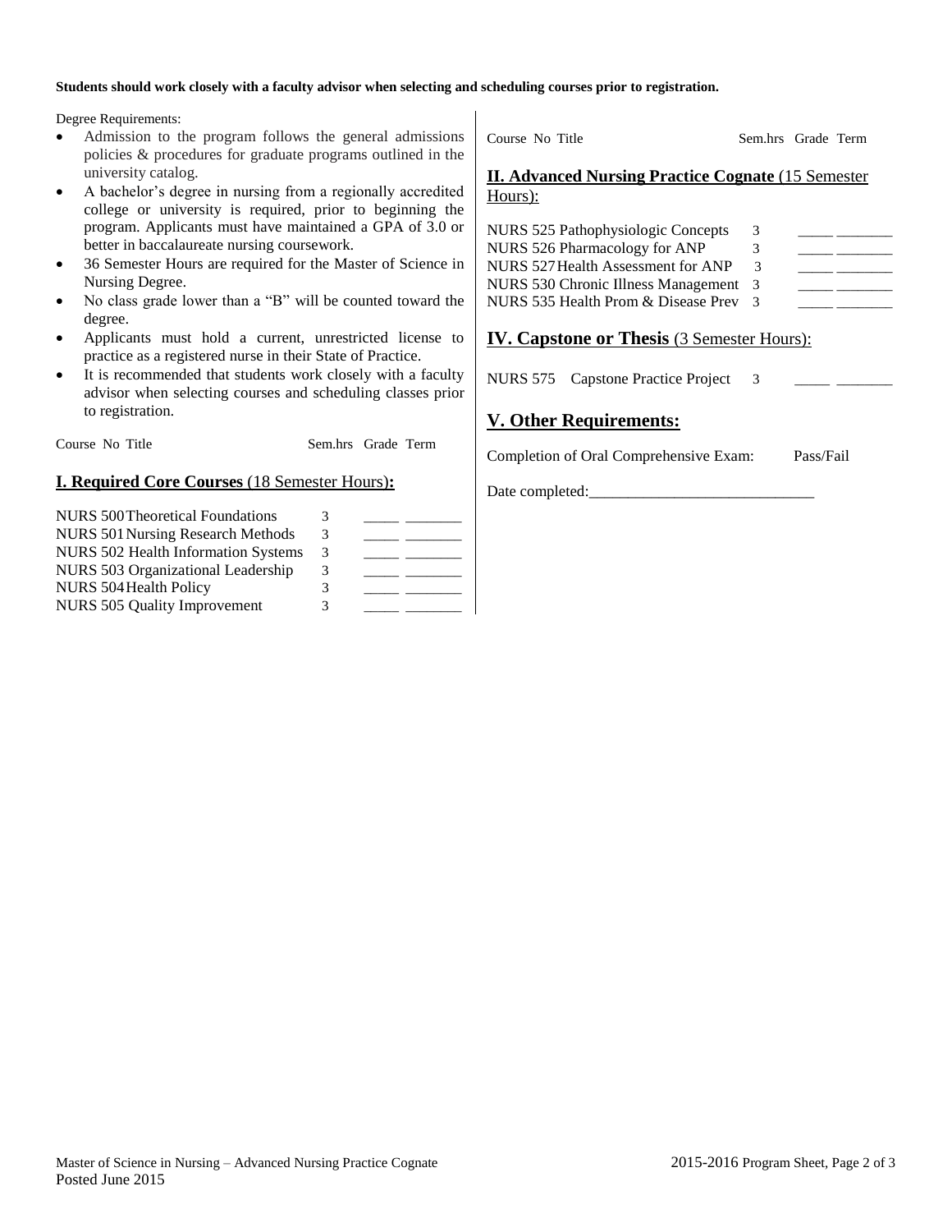**Students should work closely with a faculty advisor when selecting and scheduling courses prior to registration.**

Degree Requirements:

- Admission to the program follows the general admissions policies & procedures for graduate programs outlined in the university catalog.
- A bachelor's degree in nursing from a regionally accredited college or university is required, prior to beginning the program. Applicants must have maintained a GPA of 3.0 or better in baccalaureate nursing coursework.
- 36 Semester Hours are required for the Master of Science in Nursing Degree.
- No class grade lower than a "B" will be counted toward the degree.
- Applicants must hold a current, unrestricted license to practice as a registered nurse in their State of Practice.
- It is recommended that students work closely with a faculty advisor when selecting courses and scheduling classes prior to registration.

## I. Required Core Courses (18 Semester Hours):

| Course No | Title | Sem.hrs | Grade | Term |
|---|---|---|---|---|
| NURS 500 | Theoretical Foundations | 3 | _____ | _______ |
| NURS 501 | Nursing Research Methods | 3 | _____ | _______ |
| NURS 502 | Health Information Systems | 3 | _____ | _______ |
| NURS 503 | Organizational Leadership | 3 | _____ | _______ |
| NURS 504 | Health Policy | 3 | _____ | _______ |
| NURS 505 | Quality Improvement | 3 | _____ | _______ |

## II. Advanced Nursing Practice Cognate (15 Semester Hours):

| Course No | Title | Sem.hrs | Grade | Term |
|---|---|---|---|---|
| NURS 525 | Pathophysiologic Concepts | 3 | _____ | _______ |
| NURS 526 | Pharmacology for ANP | 3 | _____ | _______ |
| NURS 527 | Health Assessment for ANP | 3 | _____ | _______ |
| NURS 530 | Chronic Illness Management | 3 | _____ | _______ |
| NURS 535 | Health Prom & Disease Prev | 3 | _____ | _______ |

## IV. Capstone or Thesis (3 Semester Hours):

| Course No | Title | Sem.hrs | Grade | Term |
|---|---|---|---|---|
| NURS 575 | Capstone Practice Project | 3 | _____ | _______ |

## V. Other Requirements:

Completion of Oral Comprehensive Exam: Pass/Fail

Date completed:_____________________________

Master of Science in Nursing – Advanced Nursing Practice Cognate
Posted June 2015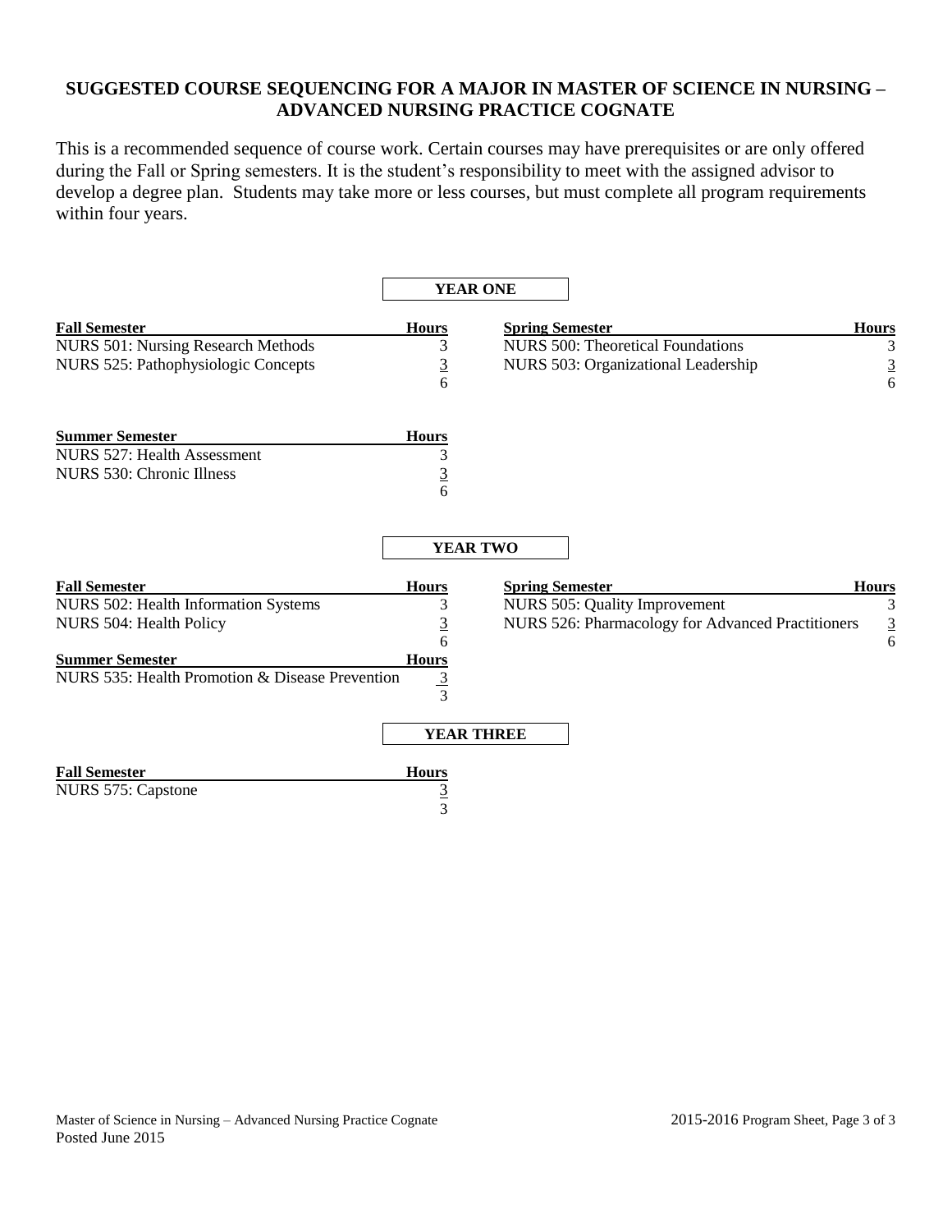# SUGGESTED COURSE SEQUENCING FOR A MAJOR IN MASTER OF SCIENCE IN NURSING – ADVANCED NURSING PRACTICE COGNATE

This is a recommended sequence of course work. Certain courses may have prerequisites or are only offered during the Fall or Spring semesters. It is the student's responsibility to meet with the assigned advisor to develop a degree plan. Students may take more or less courses, but must complete all program requirements within four years.

## YEAR ONE

| Fall Semester | Hours |
|---|---|
| NURS 501: Nursing Research Methods | 3 |
| NURS 525: Pathophysiologic Concepts | 3 |
| | 6 |

| Spring Semester | Hours |
|---|---|
| NURS 500: Theoretical Foundations | 3 |
| NURS 503: Organizational Leadership | 3 |
| | 6 |

| Summer Semester | Hours |
|---|---|
| NURS 527: Health Assessment | 3 |
| NURS 530: Chronic Illness | 3 |
| | 6 |

## YEAR TWO

| Fall Semester | Hours |
|---|---|
| NURS 502: Health Information Systems | 3 |
| NURS 504: Health Policy | 3 |
| | 6 |

| Spring Semester | Hours |
|---|---|
| NURS 505: Quality Improvement | 3 |
| NURS 526: Pharmacology for Advanced Practitioners | 3 |
| | 6 |

| Summer Semester | Hours |
|---|---|
| NURS 535: Health Promotion & Disease Prevention | 3 |
| | 3 |

## YEAR THREE

| Fall Semester | Hours |
|---|---|
| NURS 575: Capstone | 3 |
| | 3 |

Master of Science in Nursing – Advanced Nursing Practice Cognate
Posted June 2015